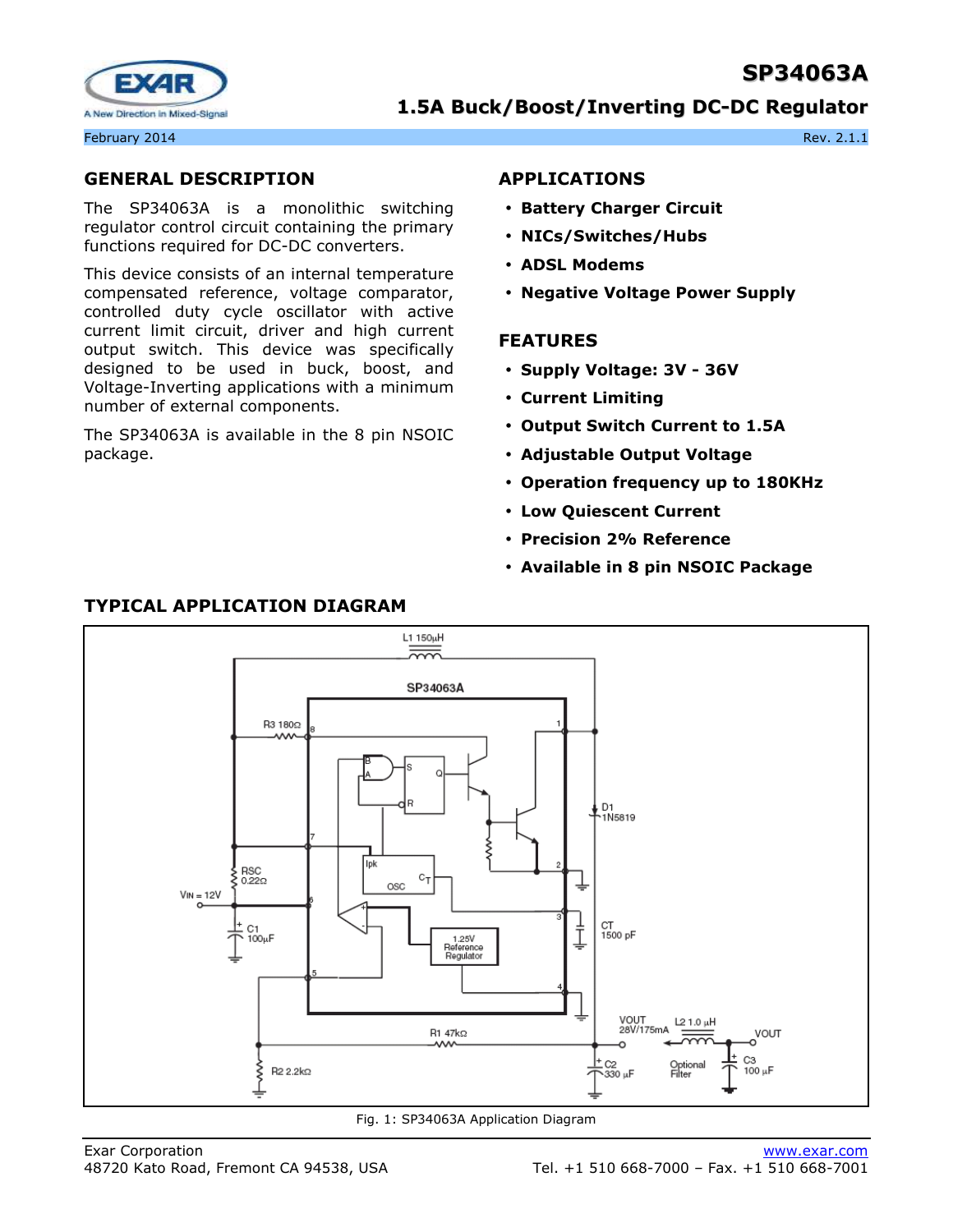# SP34063A

## 1.5A Buck/Boost/Inverting DC-DC Regulator

February 2014 Rev. 2.1.1

## GENERAL DESCRIPTION

The SP34063A is a monolithic switching regulator control circuit containing the primary functions required for DC-DC converters.

This device consists of an internal temperature compensated reference, voltage comparator, controlled duty cycle oscillator with active current limit circuit, driver and high current output switch. This device was specifically designed to be used in buck, boost, and Voltage-Inverting applications with a minimum number of external components.

The SP34063A is available in the 8 pin NSOIC package.

## APPLICATIONS

- **Battery Charger Circuit**
- **NICs/Switches/Hubs**
- **ADSL Modems**
- **Negative Voltage Power Supply**

## FEATURES

- **Supply Voltage: 3V - 36V**
- **Current Limiting**
- **Output Switch Current to 1.5A**
- **Adjustable Output Voltage**
- **Operation frequency up to 180KHz**
- **Low Quiescent Current**
- **Precision 2% Reference**
- **Available in 8 pin NSOIC Package**

## TYPICAL APPLICATION DIAGRAM

Fig. 1: SP34063A Application Diagram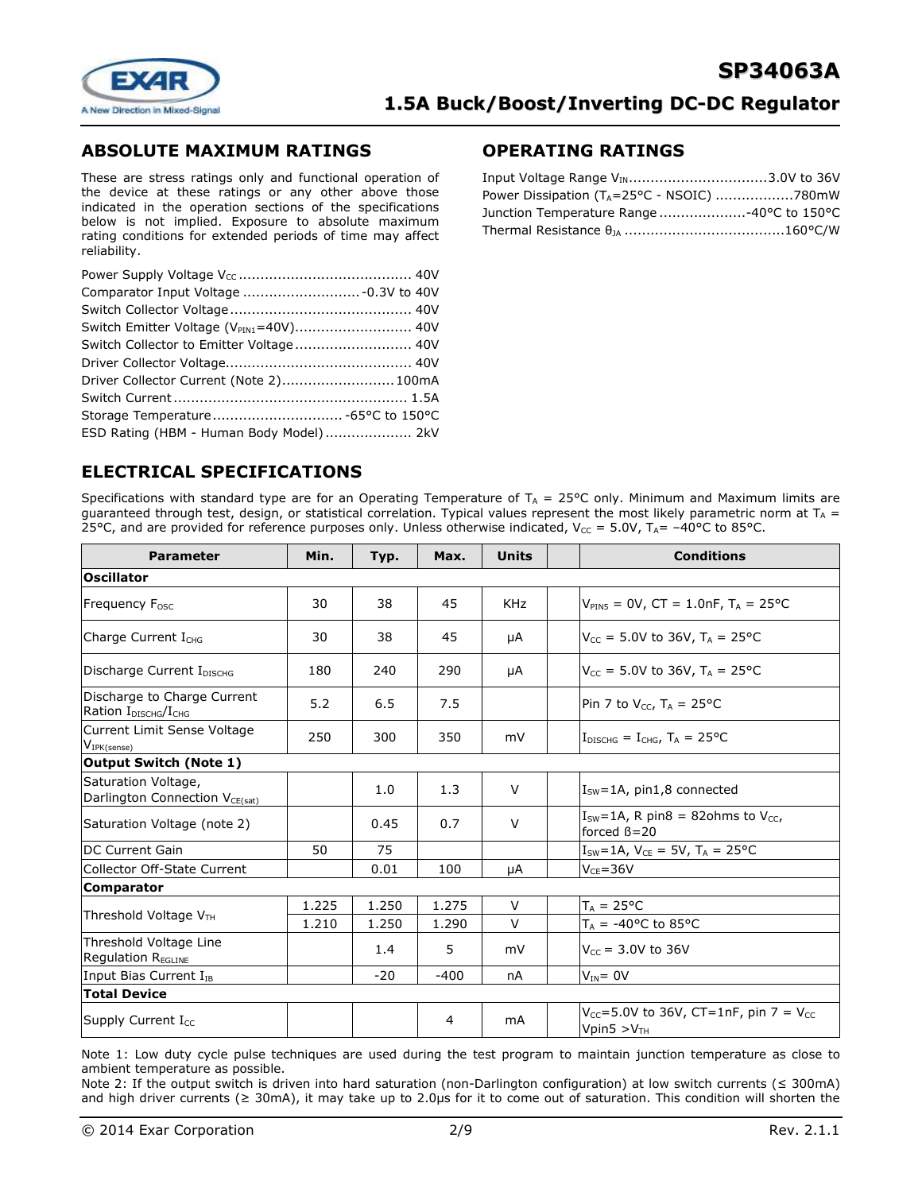## ABSOLUTE MAXIMUM RATINGS

These are stress ratings only and functional operation of the device at these ratings or any other above those indicated in the operation sections of the specifications below is not implied. Exposure to absolute maximum rating conditions for extended periods of time may affect reliability.

Power Supply Voltage $V_{CC}$ .......................................... 40V
Comparator Input Voltage ........................... -0.3V to 40V
Switch Collector Voltage .......................................... 40V
Switch Emitter Voltage ($V_{PIN1}$=40V)........................... 40V
Switch Collector to Emitter Voltage ........................... 40V
Driver Collector Voltage........................................... 40V
Driver Collector Current (Note 2).......................... 100mA
Switch Current ...................................................... 1.5A
Storage Temperature .............................. -65°C to 150°C
ESD Rating (HBM - Human Body Model) .................... 2kV

## OPERATING RATINGS

Input Voltage Range $V_{IN}$................................3.0V to 36V
Power Dissipation ($T_A$=25°C - NSOIC) ..................780mW
Junction Temperature Range ....................-40°C to 150°C
Thermal Resistance $\theta_{JA}$ .....................................160°C/W

## ELECTRICAL SPECIFICATIONS

Specifications with standard type are for an Operating Temperature of $T_A$ = 25°C only. Minimum and Maximum limits are guaranteed through test, design, or statistical correlation. Typical values represent the most likely parametric norm at $T_A$ = 25°C, and are provided for reference purposes only. Unless otherwise indicated, $V_{CC}$ = 5.0V, $T_A$= –40°C to 85°C.

| Parameter | Min. | Typ. | Max. | Units | | Conditions |
|---|---|---|---|---|---|---|
| **Oscillator** | | | | | | |
| Frequency $F_{OSC}$ | 30 | 38 | 45 | KHz | | $V_{PIN5}$ = 0V, CT = 1.0nF, $T_A$ = 25°C |
| Charge Current $I_{CHG}$ | 30 | 38 | 45 | µA | | $V_{CC}$ = 5.0V to 36V, $T_A$ = 25°C |
| Discharge Current $I_{DISCHG}$ | 180 | 240 | 290 | µA | | $V_{CC}$ = 5.0V to 36V, $T_A$ = 25°C |
| Discharge to Charge Current Ration $I_{DISCHG}/I_{CHG}$ | 5.2 | 6.5 | 7.5 | | | Pin 7 to $V_{CC}$, $T_A$ = 25°C |
| Current Limit Sense Voltage $V_{IPK(sense)}$ | 250 | 300 | 350 | mV | | $I_{DISCHG}$ = $I_{CHG}$, $T_A$ = 25°C |
| **Output Switch (Note 1)** | | | | | | |
| Saturation Voltage, Darlington Connection $V_{CE(sat)}$ | | 1.0 | 1.3 | V | | $I_{SW}$=1A, pin1,8 connected |
| Saturation Voltage (note 2) | | 0.45 | 0.7 | V | | $I_{SW}$=1A, R pin8 = 82ohms to $V_{CC}$, forced ß=20 |
| DC Current Gain | 50 | 75 | | | | $I_{SW}$=1A, $V_{CE}$ = 5V, $T_A$ = 25°C |
| Collector Off-State Current | | 0.01 | 100 | µA | | $V_{CE}$=36V |
| **Comparator** | | | | | | |
| Threshold Voltage $V_{TH}$ | 1.225 | 1.250 | 1.275 | V | | $T_A$ = 25°C |
| | 1.210 | 1.250 | 1.290 | V | | $T_A$ = -40°C to 85°C |
| Threshold Voltage Line Regulation $R_{EGLINE}$ | | 1.4 | 5 | mV | | $V_{CC}$ = 3.0V to 36V |
| Input Bias Current $I_{IB}$ | | -20 | -400 | nA | | $V_{IN}$= 0V |
| **Total Device** | | | | | | |
| Supply Current $I_{CC}$ | | | 4 | mA | | $V_{CC}$=5.0V to 36V, CT=1nF, pin 7 = $V_{CC}$ Vpin5 >$V_{TH}$ |

Note 1: Low duty cycle pulse techniques are used during the test program to maintain junction temperature as close to ambient temperature as possible.
Note 2: If the output switch is driven into hard saturation (non-Darlington configuration) at low switch currents (≤ 300mA) and high driver currents (≥ 30mA), it may take up to 2.0µs for it to come out of saturation. This condition will shorten the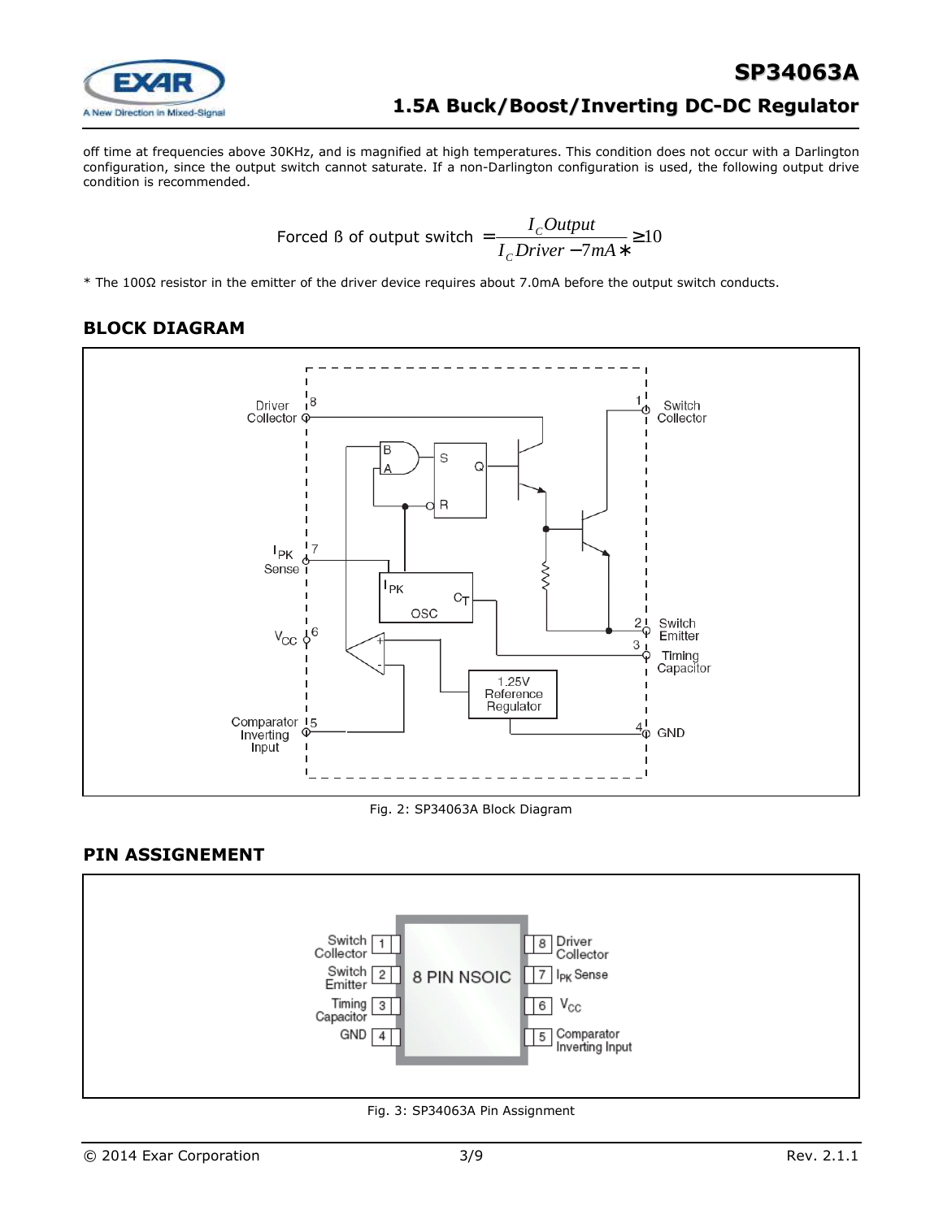off time at frequencies above 30KHz, and is magnified at high temperatures. This condition does not occur with a Darlington configuration, since the output switch cannot saturate. If a non-Darlington configuration is used, the following output drive condition is recommended.

$$\text{Forced ß of output switch} = \frac{I_C Output}{I_C Driver - 7mA*} \geq 10$$

* The 100Ω resistor in the emitter of the driver device requires about 7.0mA before the output switch conducts.

## BLOCK DIAGRAM

Fig. 2: SP34063A Block Diagram

## PIN ASSIGNEMENT

Fig. 3: SP34063A Pin Assignment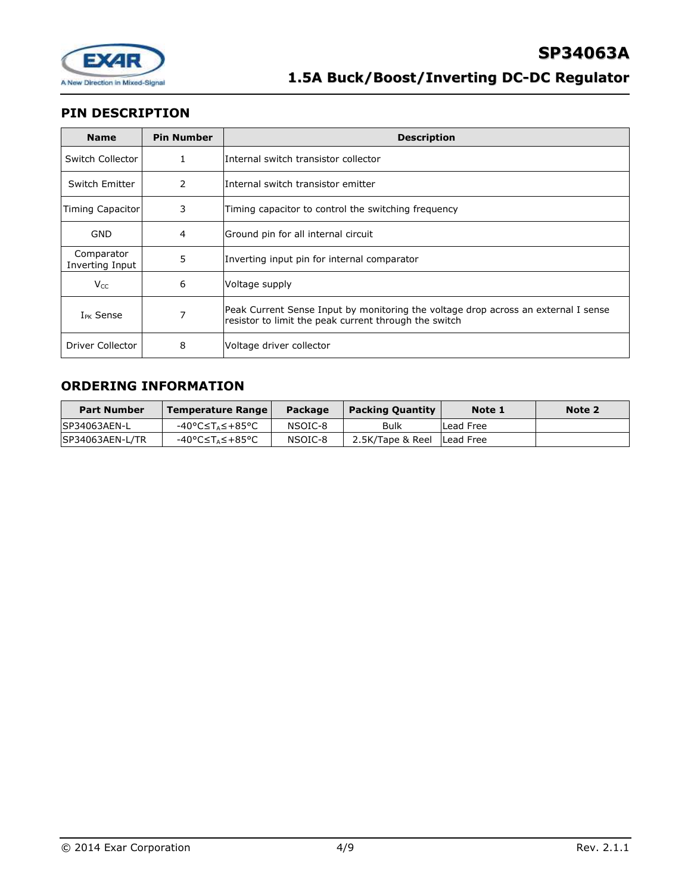## PIN DESCRIPTION

| Name | Pin Number | Description |
|---|---|---|
| Switch Collector | 1 | Internal switch transistor collector |
| Switch Emitter | 2 | Internal switch transistor emitter |
| Timing Capacitor | 3 | Timing capacitor to control the switching frequency |
| GND | 4 | Ground pin for all internal circuit |
| Comparator Inverting Input | 5 | Inverting input pin for internal comparator |
| $V_{CC}$ | 6 | Voltage supply |
| $I_{PK}$ Sense | 7 | Peak Current Sense Input by monitoring the voltage drop across an external I sense resistor to limit the peak current through the switch |
| Driver Collector | 8 | Voltage driver collector |

## ORDERING INFORMATION

| Part Number | Temperature Range | Package | Packing Quantity | Note 1 | Note 2 |
|---|---|---|---|---|---|
| SP34063AEN-L | -40°C≤$T_A$≤+85°C | NSOIC-8 | Bulk | Lead Free | |
| SP34063AEN-L/TR | -40°C≤$T_A$≤+85°C | NSOIC-8 | 2.5K/Tape & Reel | Lead Free | |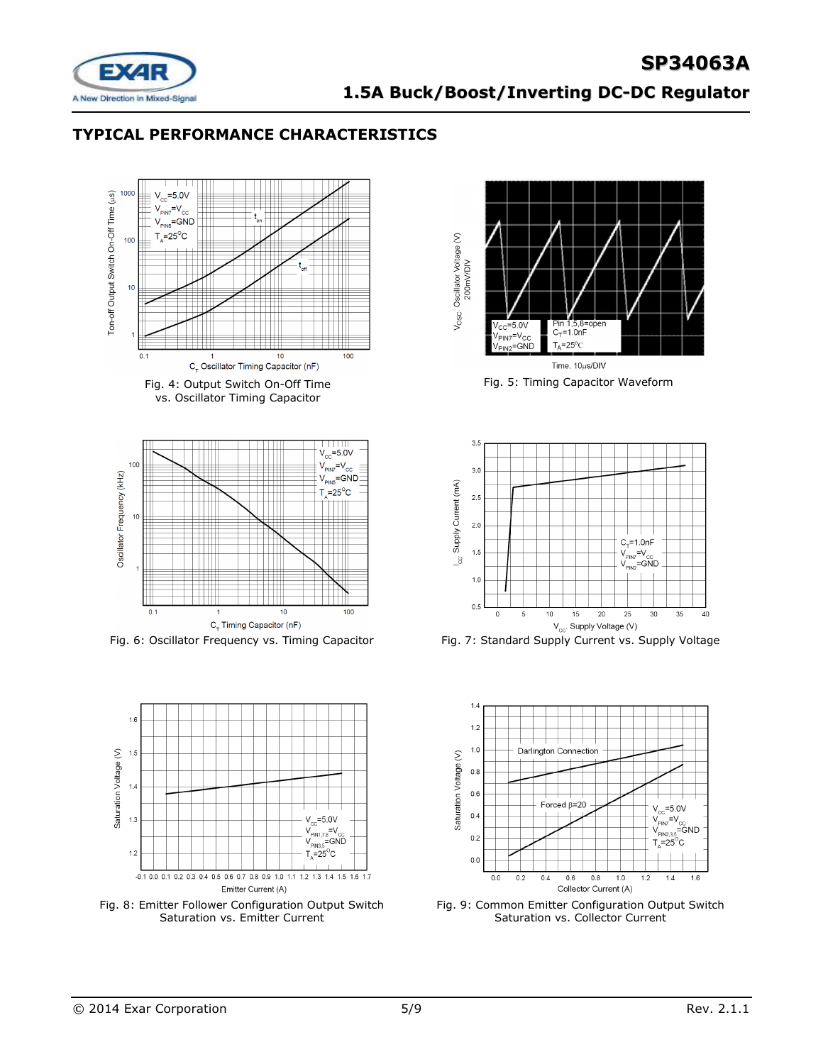## TYPICAL PERFORMANCE CHARACTERISTICS

Fig. 4: Output Switch On-Off Time vs. Oscillator Timing Capacitor

Fig. 5: Timing Capacitor Waveform

Fig. 6: Oscillator Frequency vs. Timing Capacitor

Fig. 7: Standard Supply Current vs. Supply Voltage

Fig. 8: Emitter Follower Configuration Output Switch Saturation vs. Emitter Current

Fig. 9: Common Emitter Configuration Output Switch Saturation vs. Collector Current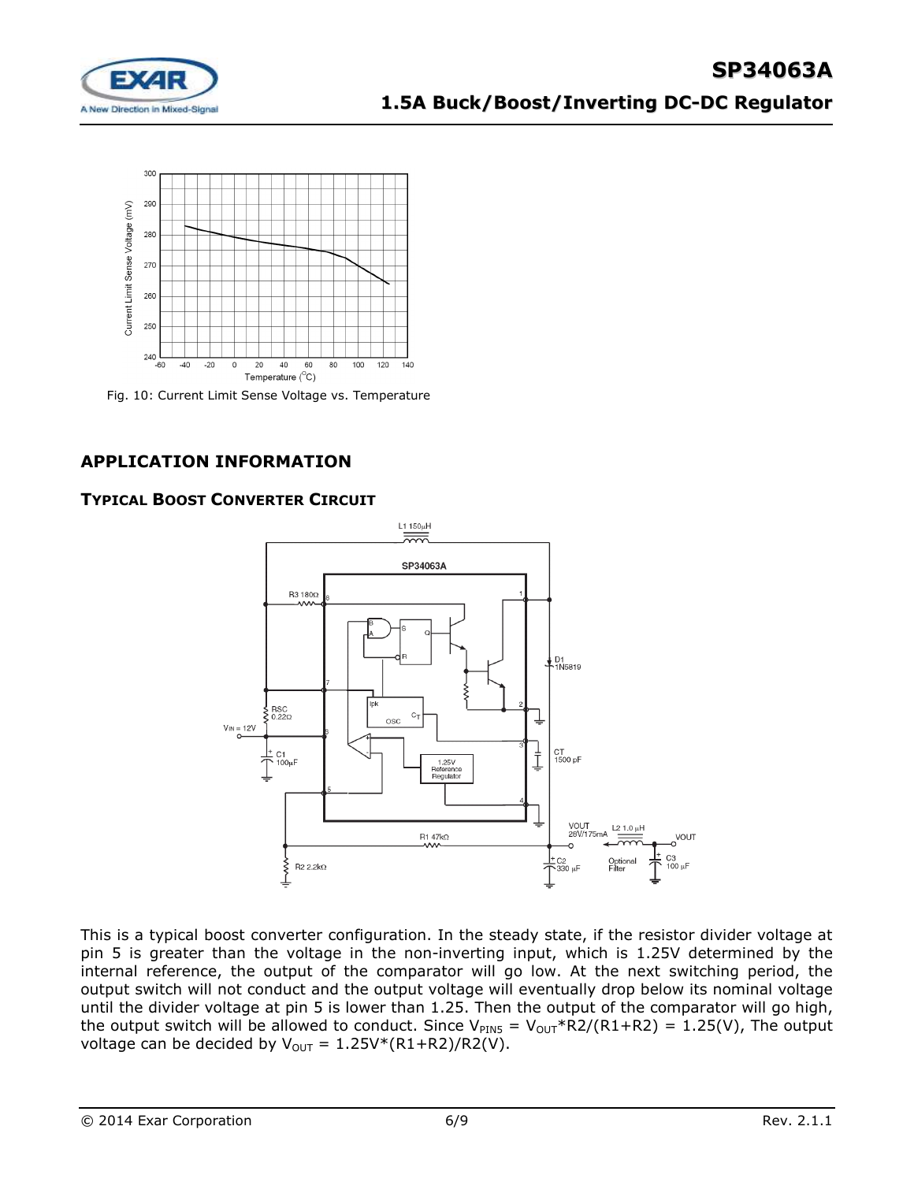Fig. 10: Current Limit Sense Voltage vs. Temperature

## APPLICATION INFORMATION

### TYPICAL BOOST CONVERTER CIRCUIT

This is a typical boost converter configuration. In the steady state, if the resistor divider voltage at pin 5 is greater than the voltage in the non-inverting input, which is 1.25V determined by the internal reference, the output of the comparator will go low. At the next switching period, the output switch will not conduct and the output voltage will eventually drop below its nominal voltage until the divider voltage at pin 5 is lower than 1.25. Then the output of the comparator will go high, the output switch will be allowed to conduct. Since $V_{PIN5} = V_{OUT}*R2/(R1+R2) = 1.25(V)$, The output voltage can be decided by $V_{OUT} = 1.25V*(R1+R2)/R2(V)$.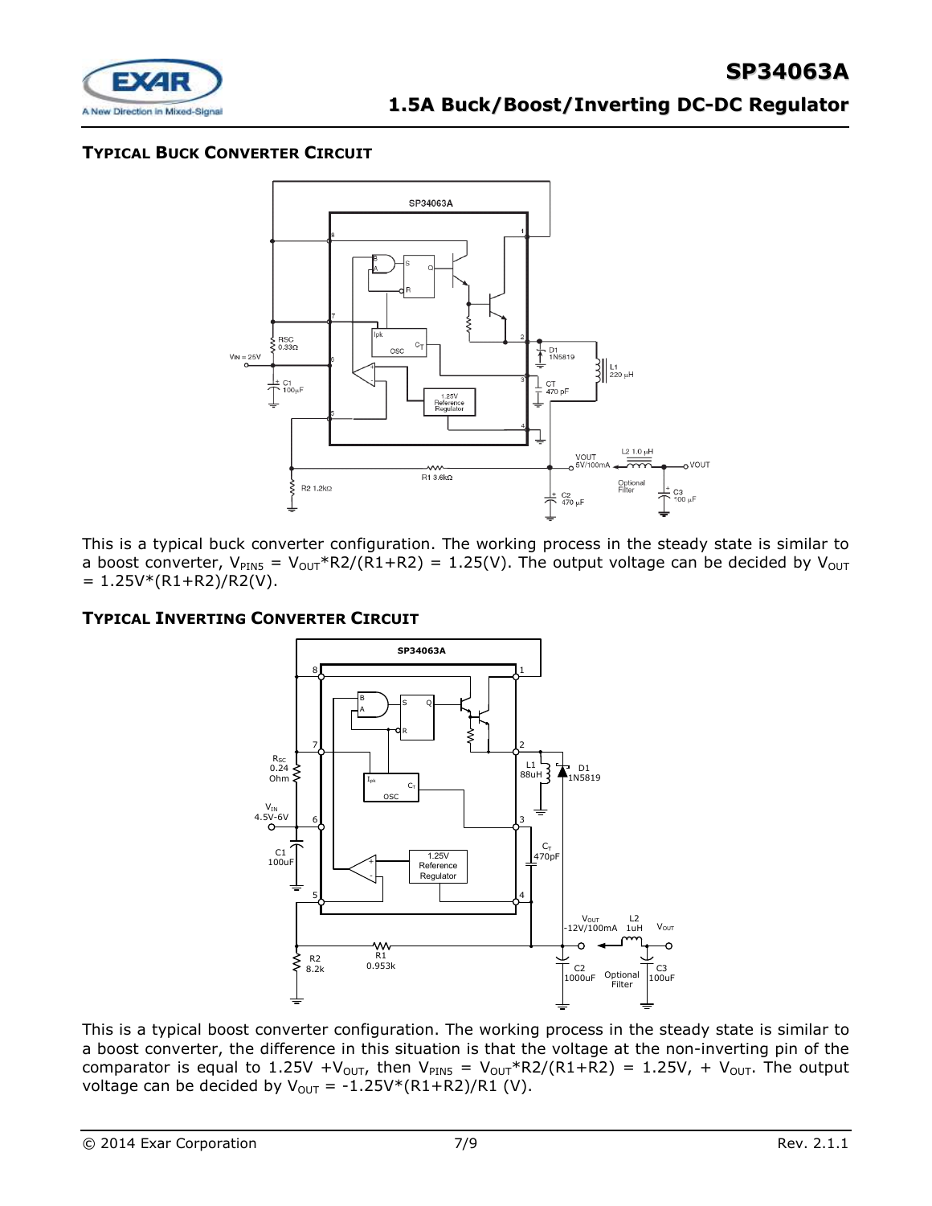### TYPICAL BUCK CONVERTER CIRCUIT

This is a typical buck converter configuration. The working process in the steady state is similar to a boost converter, $V_{PIN5} = V_{OUT}*R2/(R1+R2) = 1.25(V)$. The output voltage can be decided by $V_{OUT} = 1.25V*(R1+R2)/R2(V)$.

### TYPICAL INVERTING CONVERTER CIRCUIT

This is a typical boost converter configuration. The working process in the steady state is similar to a boost converter, the difference in this situation is that the voltage at the non-inverting pin of the comparator is equal to $1.25V + V_{OUT}$, then $V_{PIN5} = V_{OUT}*R2/(R1+R2) = 1.25V, + V_{OUT}$. The output voltage can be decided by $V_{OUT} = -1.25V*(R1+R2)/R1$ (V).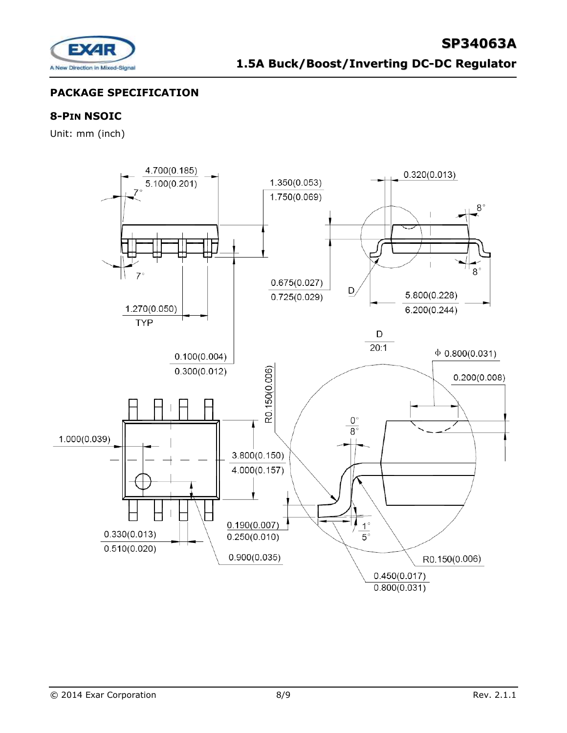## PACKAGE SPECIFICATION

### 8-PIN NSOIC

Unit: mm (inch)

4.700(0.185)
5.100(0.201)

7°

7°

1.350(0.053)
1.750(0.069)

0.320(0.013)

8°

8°

0.675(0.027)
0.725(0.029)

D

5.800(0.228)
6.200(0.244)

1.270(0.050)
TYP

0.100(0.004)
0.300(0.012)

D
20:1

Φ 0.800(0.031)

0.200(0.008)

R0.150(0.006)

1.000(0.039)

3.800(0.150)
4.000(0.157)

0°
8°

0.190(0.007)
0.250(0.010)

1°
5°

0.330(0.013)
0.510(0.020)

0.900(0.035)

R0.150(0.006)

0.450(0.017)
0.800(0.031)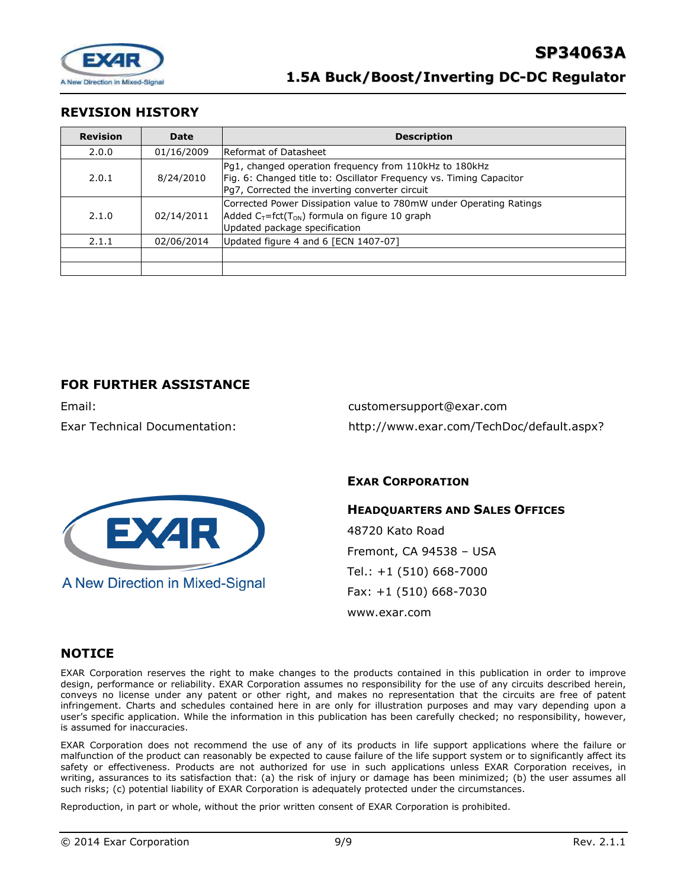## REVISION HISTORY

| Revision | Date | Description |
|---|---|---|
| 2.0.0 | 01/16/2009 | Reformat of Datasheet |
| 2.0.1 | 8/24/2010 | Pg1, changed operation frequency from 110kHz to 180kHz<br>Fig. 6: Changed title to: Oscillator Frequency vs. Timing Capacitor<br>Pg7, Corrected the inverting converter circuit |
| 2.1.0 | 02/14/2011 | Corrected Power Dissipation value to 780mW under Operating Ratings<br>Added $C_T$=fct($T_{ON}$) formula on figure 10 graph<br>Updated package specification |
| 2.1.1 | 02/06/2014 | Updated figure 4 and 6 [ECN 1407-07] |
| | | |
| | | |

## FOR FURTHER ASSISTANCE

Email: customersupport@exar.com

Exar Technical Documentation: http://www.exar.com/TechDoc/default.aspx?

**EXAR CORPORATION**

**HEADQUARTERS AND SALES OFFICES**

48720 Kato Road

Fremont, CA 94538 – USA

Tel.: +1 (510) 668-7000

Fax: +1 (510) 668-7030

www.exar.com

## NOTICE

EXAR Corporation reserves the right to make changes to the products contained in this publication in order to improve design, performance or reliability. EXAR Corporation assumes no responsibility for the use of any circuits described herein, conveys no license under any patent or other right, and makes no representation that the circuits are free of patent infringement. Charts and schedules contained here in are only for illustration purposes and may vary depending upon a user's specific application. While the information in this publication has been carefully checked; no responsibility, however, is assumed for inaccuracies.

EXAR Corporation does not recommend the use of any of its products in life support applications where the failure or malfunction of the product can reasonably be expected to cause failure of the life support system or to significantly affect its safety or effectiveness. Products are not authorized for use in such applications unless EXAR Corporation receives, in writing, assurances to its satisfaction that: (a) the risk of injury or damage has been minimized; (b) the user assumes all such risks; (c) potential liability of EXAR Corporation is adequately protected under the circumstances.

Reproduction, in part or whole, without the prior written consent of EXAR Corporation is prohibited.